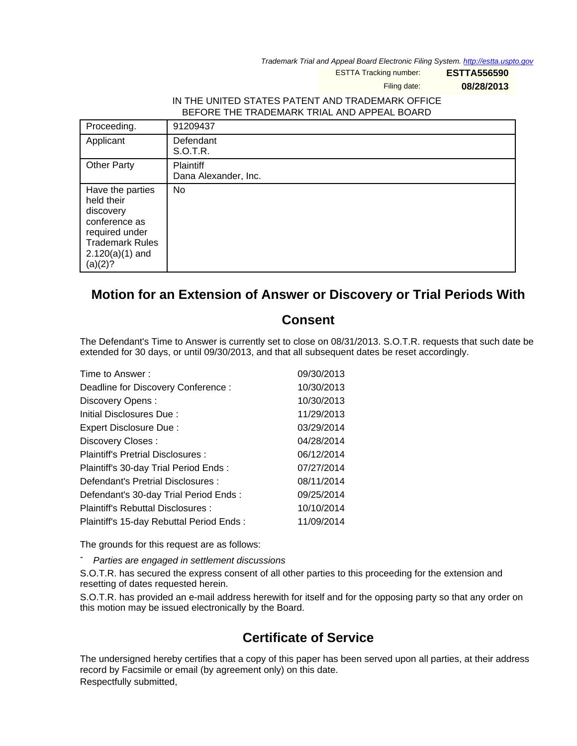Trademark Trial and Appeal Board Electronic Filing System. http://estta.uspto.gov

ESTTA Tracking number: **ESTTA556590**

Filing date: **08/28/2013**

IN THE UNITED STATES PATENT AND TRADEMARK OFFICE
BEFORE THE TRADEMARK TRIAL AND APPEAL BOARD

| Proceeding. | 91209437 |
|---|---|
| Applicant | Defendant<br>S.O.T.R. |
| Other Party | Plaintiff<br>Dana Alexander, Inc. |
| Have the parties held their discovery conference as required under Trademark Rules 2.120(a)(1) and (a)(2)? | No |

## Motion for an Extension of Answer or Discovery or Trial Periods With Consent

The Defendant's Time to Answer is currently set to close on 08/31/2013. S.O.T.R. requests that such date be extended for 30 days, or until 09/30/2013, and that all subsequent dates be reset accordingly.

| | |
|---|---|
| Time to Answer : | 09/30/2013 |
| Deadline for Discovery Conference : | 10/30/2013 |
| Discovery Opens : | 10/30/2013 |
| Initial Disclosures Due : | 11/29/2013 |
| Expert Disclosure Due : | 03/29/2014 |
| Discovery Closes : | 04/28/2014 |
| Plaintiff's Pretrial Disclosures : | 06/12/2014 |
| Plaintiff's 30-day Trial Period Ends : | 07/27/2014 |
| Defendant's Pretrial Disclosures : | 08/11/2014 |
| Defendant's 30-day Trial Period Ends : | 09/25/2014 |
| Plaintiff's Rebuttal Disclosures : | 10/10/2014 |
| Plaintiff's 15-day Rebuttal Period Ends : | 11/09/2014 |

The grounds for this request are as follows:

- *Parties are engaged in settlement discussions*

S.O.T.R. has secured the express consent of all other parties to this proceeding for the extension and resetting of dates requested herein.

S.O.T.R. has provided an e-mail address herewith for itself and for the opposing party so that any order on this motion may be issued electronically by the Board.

## Certificate of Service

The undersigned hereby certifies that a copy of this paper has been served upon all parties, at their address record by Facsimile or email (by agreement only) on this date.

Respectfully submitted,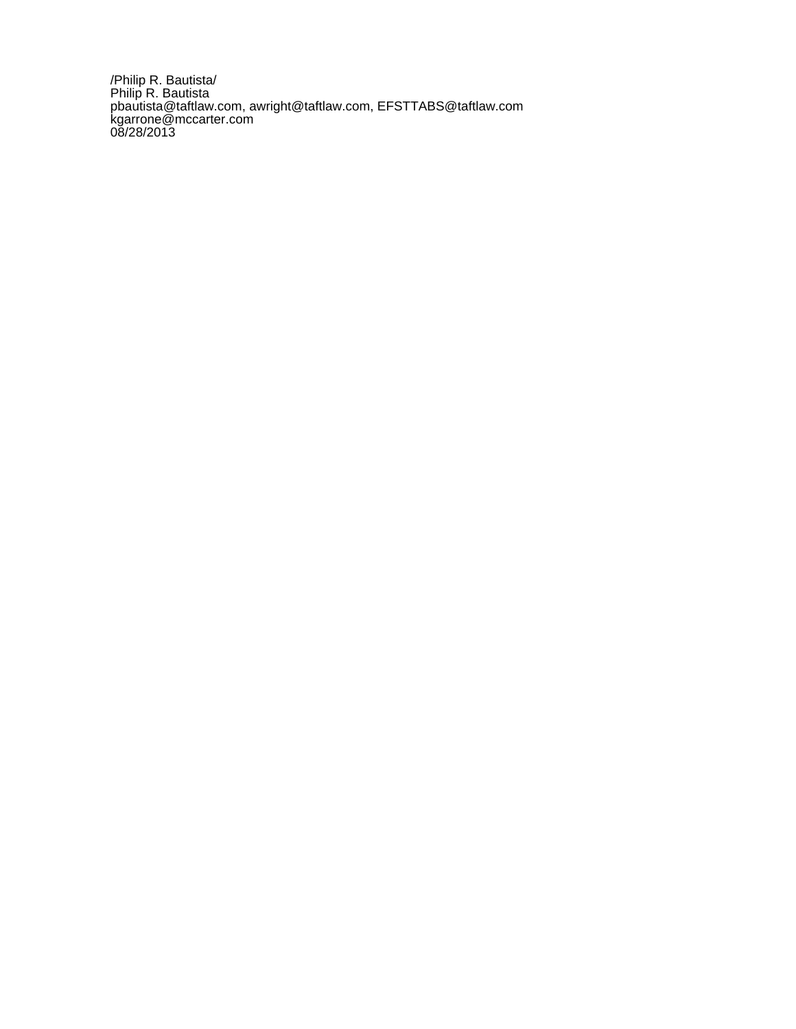/Philip R. Bautista/
Philip R. Bautista
pbautista@taftlaw.com, awright@taftlaw.com, EFSTTABS@taftlaw.com
kgarrone@mccarter.com
08/28/2013